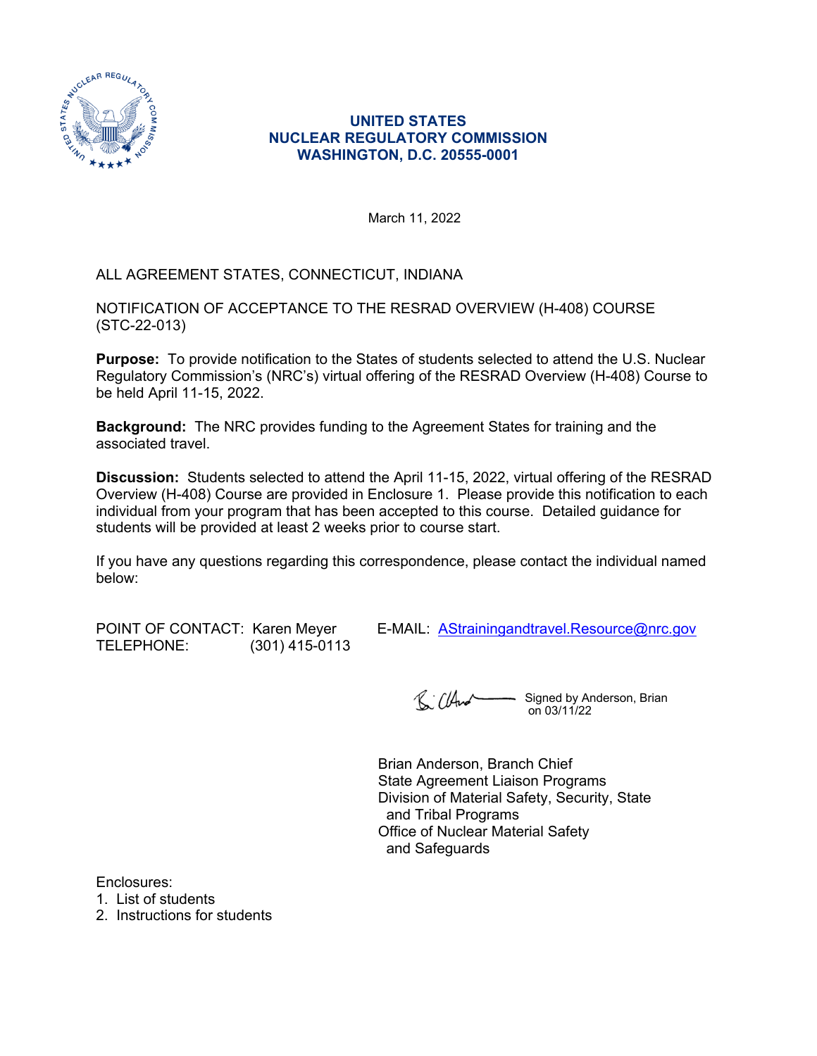**UNITED STATES**
**NUCLEAR REGULATORY COMMISSION**
**WASHINGTON, D.C. 20555-0001**

March 11, 2022

ALL AGREEMENT STATES, CONNECTICUT, INDIANA

NOTIFICATION OF ACCEPTANCE TO THE RESRAD OVERVIEW (H-408) COURSE (STC-22-013)

**Purpose:** To provide notification to the States of students selected to attend the U.S. Nuclear Regulatory Commission's (NRC's) virtual offering of the RESRAD Overview (H-408) Course to be held April 11-15, 2022.

**Background:** The NRC provides funding to the Agreement States for training and the associated travel.

**Discussion:** Students selected to attend the April 11-15, 2022, virtual offering of the RESRAD Overview (H-408) Course are provided in Enclosure 1. Please provide this notification to each individual from your program that has been accepted to this course. Detailed guidance for students will be provided at least 2 weeks prior to course start.

If you have any questions regarding this correspondence, please contact the individual named below:

POINT OF CONTACT: Karen Meyer
TELEPHONE: (301) 415-0113
E-MAIL: AStrainingandtravel.Resource@nrc.gov

Signed by Anderson, Brian on 03/11/22

Brian Anderson, Branch Chief
State Agreement Liaison Programs
Division of Material Safety, Security, State and Tribal Programs
Office of Nuclear Material Safety and Safeguards

Enclosures:
1. List of students
2. Instructions for students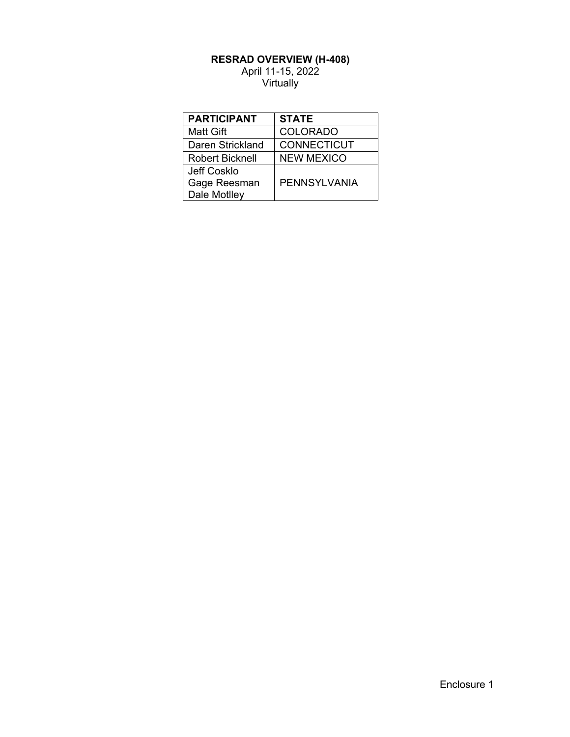**RESRAD OVERVIEW (H-408)**

April 11-15, 2022

Virtually

| PARTICIPANT | STATE |
| --- | --- |
| Matt Gift | COLORADO |
| Daren Strickland | CONNECTICUT |
| Robert Bicknell | NEW MEXICO |
| Jeff Cosklo<br>Gage Reesman<br>Dale Motlley | PENNSYLVANIA |

Enclosure 1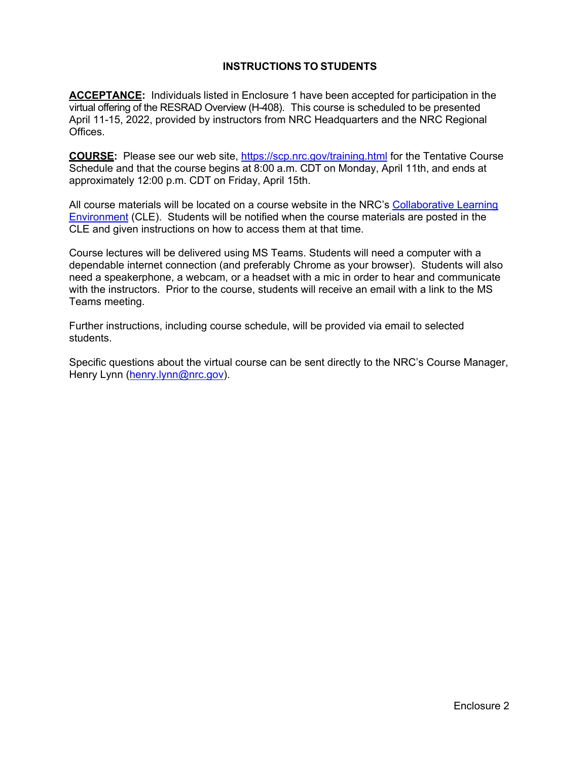## INSTRUCTIONS TO STUDENTS

**ACCEPTANCE:** Individuals listed in Enclosure 1 have been accepted for participation in the virtual offering of the RESRAD Overview (H-408). This course is scheduled to be presented April 11-15, 2022, provided by instructors from NRC Headquarters and the NRC Regional Offices.

**COURSE:** Please see our web site, https://scp.nrc.gov/training.html for the Tentative Course Schedule and that the course begins at 8:00 a.m. CDT on Monday, April 11th, and ends at approximately 12:00 p.m. CDT on Friday, April 15th.

All course materials will be located on a course website in the NRC's Collaborative Learning Environment (CLE). Students will be notified when the course materials are posted in the CLE and given instructions on how to access them at that time.

Course lectures will be delivered using MS Teams. Students will need a computer with a dependable internet connection (and preferably Chrome as your browser). Students will also need a speakerphone, a webcam, or a headset with a mic in order to hear and communicate with the instructors. Prior to the course, students will receive an email with a link to the MS Teams meeting.

Further instructions, including course schedule, will be provided via email to selected students.

Specific questions about the virtual course can be sent directly to the NRC's Course Manager, Henry Lynn (henry.lynn@nrc.gov).

Enclosure 2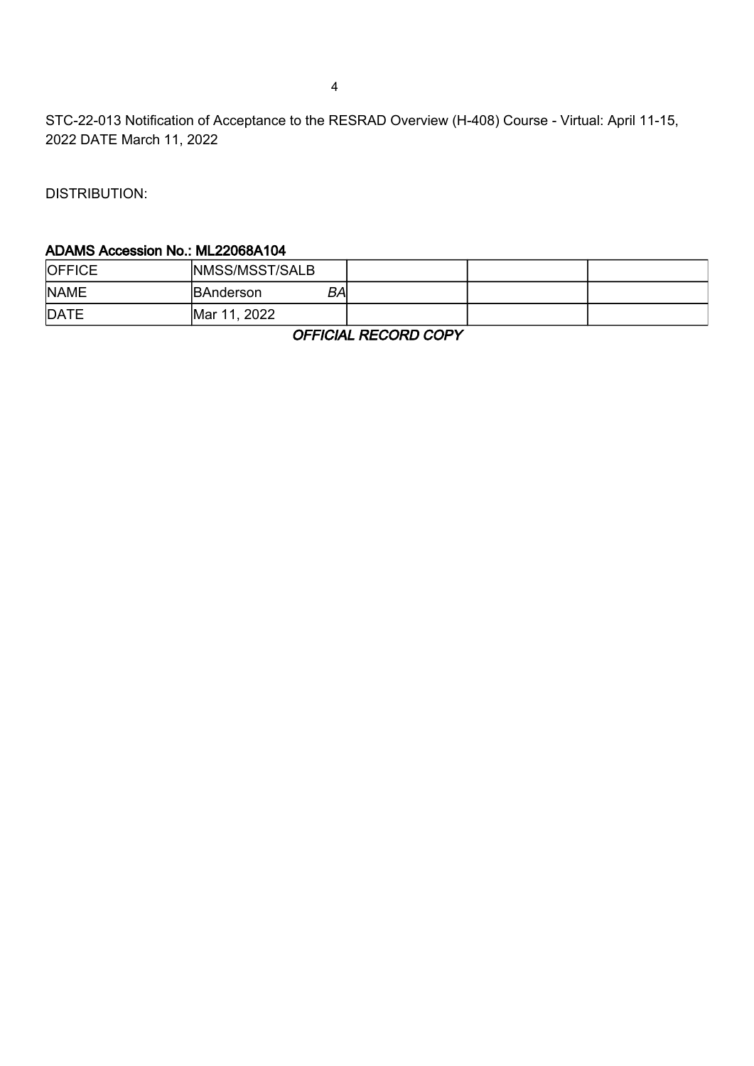STC-22-013 Notification of Acceptance to the RESRAD Overview (H-408) Course - Virtual: April 11-15, 2022 DATE March 11, 2022

DISTRIBUTION:

**ADAMS Accession No.: ML22068A104**

| | | | | |
|---|---|---|---|---|
| OFFICE | NMSS/MSST/SALB | | | |
| NAME | BAnderson *BA* | | | |
| DATE | Mar 11, 2022 | | | |

***OFFICIAL RECORD COPY***